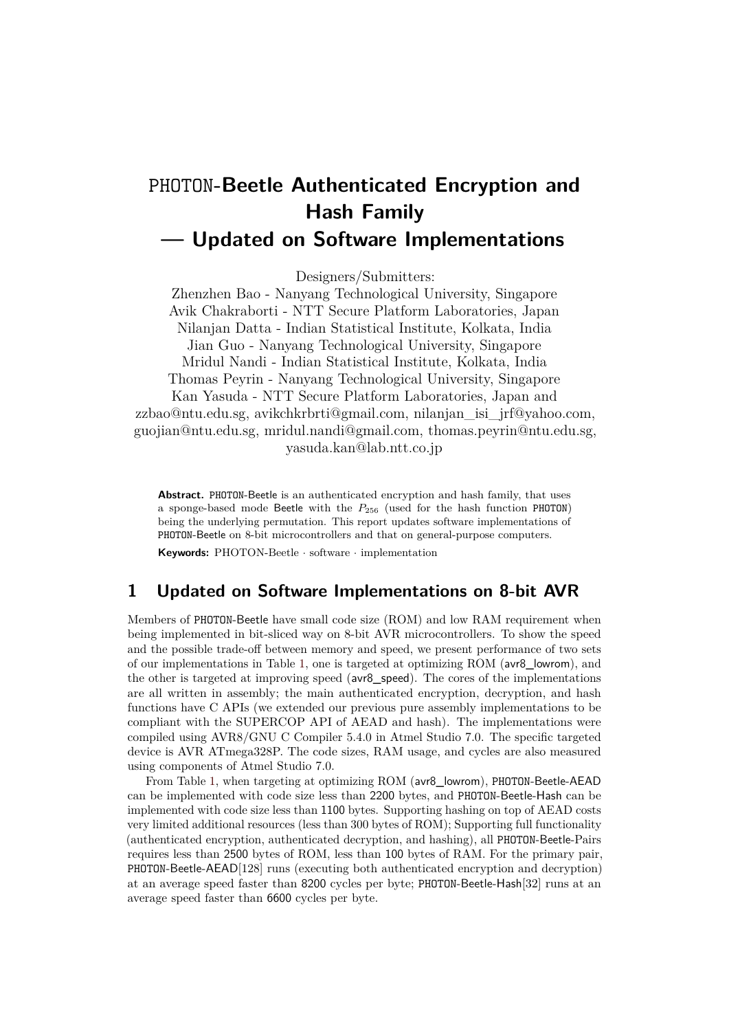# PHOTON-Beetle Authenticated Encryption and Hash Family — Updated on Software Implementations

Designers/Submitters:
Zhenzhen Bao - Nanyang Technological University, Singapore
Avik Chakraborti - NTT Secure Platform Laboratories, Japan
Nilanjan Datta - Indian Statistical Institute, Kolkata, India
Jian Guo - Nanyang Technological University, Singapore
Mridul Nandi - Indian Statistical Institute, Kolkata, India
Thomas Peyrin - Nanyang Technological University, Singapore
Kan Yasuda - NTT Secure Platform Laboratories, Japan and
zzbao@ntu.edu.sg, avikchkrbrti@gmail.com, nilanjan_isi_jrf@yahoo.com, guojian@ntu.edu.sg, mridul.nandi@gmail.com, thomas.peyrin@ntu.edu.sg, yasuda.kan@lab.ntt.co.jp

**Abstract.** PHOTON-Beetle is an authenticated encryption and hash family, that uses a sponge-based mode Beetle with the $P_{256}$ (used for the hash function PHOTON) being the underlying permutation. This report updates software implementations of PHOTON-Beetle on 8-bit microcontrollers and that on general-purpose computers.

**Keywords:** PHOTON-Beetle · software · implementation

## 1 Updated on Software Implementations on 8-bit AVR

Members of PHOTON-Beetle have small code size (ROM) and low RAM requirement when being implemented in bit-sliced way on 8-bit AVR microcontrollers. To show the speed and the possible trade-off between memory and speed, we present performance of two sets of our implementations in Table 1, one is targeted at optimizing ROM (avr8_lowrom), and the other is targeted at improving speed (avr8_speed). The cores of the implementations are all written in assembly; the main authenticated encryption, decryption, and hash functions have C APIs (we extended our previous pure assembly implementations to be compliant with the SUPERCOP API of AEAD and hash). The implementations were compiled using AVR8/GNU C Compiler 5.4.0 in Atmel Studio 7.0. The specific targeted device is AVR ATmega328P. The code sizes, RAM usage, and cycles are also measured using components of Atmel Studio 7.0.

From Table 1, when targeting at optimizing ROM (avr8_lowrom), PHOTON-Beetle-AEAD can be implemented with code size less than 2200 bytes, and PHOTON-Beetle-Hash can be implemented with code size less than 1100 bytes. Supporting hashing on top of AEAD costs very limited additional resources (less than 300 bytes of ROM); Supporting full functionality (authenticated encryption, authenticated decryption, and hashing), all PHOTON-Beetle-Pairs requires less than 2500 bytes of ROM, less than 100 bytes of RAM. For the primary pair, PHOTON-Beetle-AEAD[128] runs (executing both authenticated encryption and decryption) at an average speed faster than 8200 cycles per byte; PHOTON-Beetle-Hash[32] runs at an average speed faster than 6600 cycles per byte.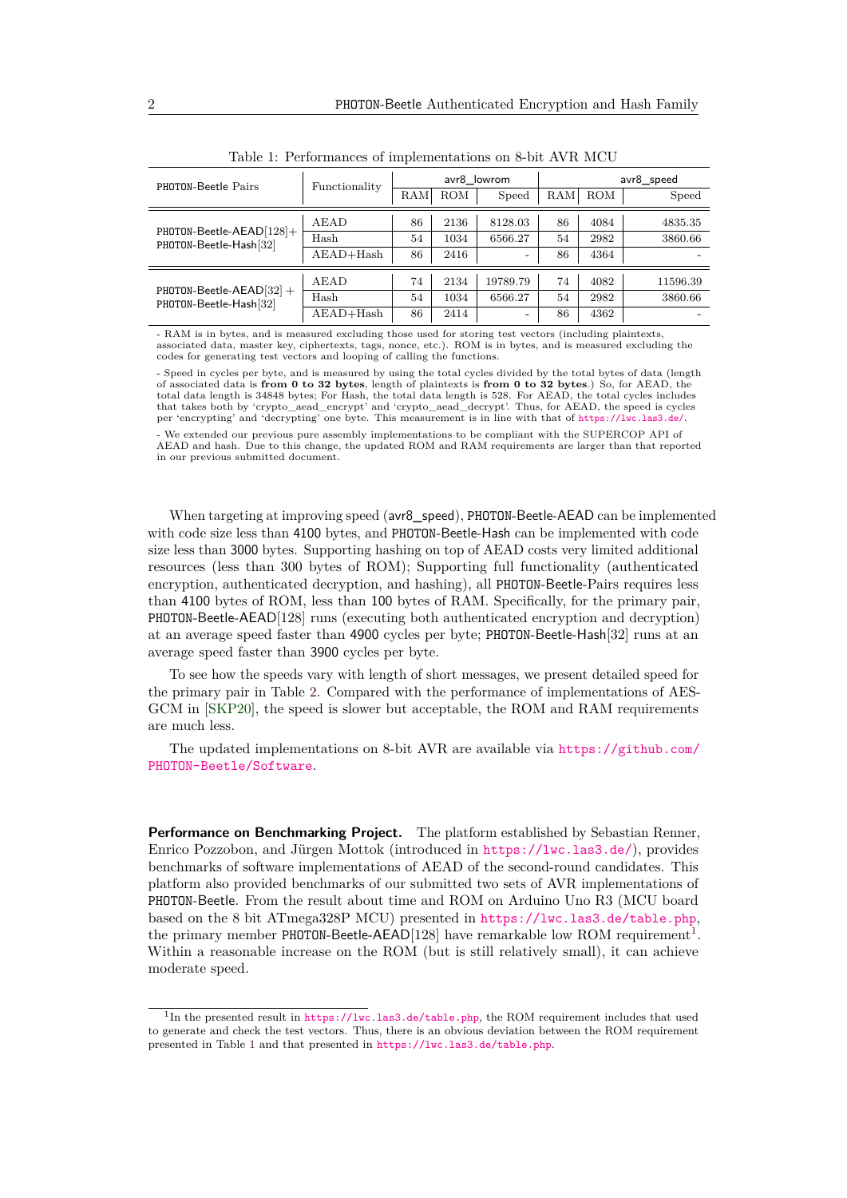Table 1: Performances of implementations on 8-bit AVR MCU

| PHOTON-Beetle Pairs | Functionality | avr8_lowrom | | | avr8_speed | | |
|---|---|---|---|---|---|---|---|
| | | RAM | ROM | Speed | RAM | ROM | Speed |
| PHOTON-Beetle-AEAD[128]+ PHOTON-Beetle-Hash[32] | AEAD | 86 | 2136 | 8128.03 | 86 | 4084 | 4835.35 |
| | Hash | 54 | 1034 | 6566.27 | 54 | 2982 | 3860.66 |
| | AEAD+Hash | 86 | 2416 | - | 86 | 4364 | - |
| PHOTON-Beetle-AEAD[32] + PHOTON-Beetle-Hash[32] | AEAD | 74 | 2134 | 19789.79 | 74 | 4082 | 11596.39 |
| | Hash | 54 | 1034 | 6566.27 | 54 | 2982 | 3860.66 |
| | AEAD+Hash | 86 | 2414 | - | 86 | 4362 | - |

- RAM is in bytes, and is measured excluding those used for storing test vectors (including plaintexts, associated data, master key, ciphertexts, tags, nonce, etc.). ROM is in bytes, and is measured excluding the codes for generating test vectors and looping of calling the functions.

- Speed in cycles per byte, and is measured by using the total cycles divided by the total bytes of data (length of associated data is **from 0 to 32 bytes**, length of plaintexts is **from 0 to 32 bytes**.) So, for AEAD, the total data length is 34848 bytes; For Hash, the total data length is 528. For AEAD, the total cycles includes that takes both by 'crypto_aead_encrypt' and 'crypto_aead_decrypt'. Thus, for AEAD, the speed is cycles per 'encrypting' and 'decrypting' one byte. This measurement is in line with that of https://lwc.las3.de/.

- We extended our previous pure assembly implementations to be compliant with the SUPERCOP API of AEAD and hash. Due to this change, the updated ROM and RAM requirements are larger than that reported in our previous submitted document.

When targeting at improving speed (avr8_speed), PHOTON-Beetle-AEAD can be implemented with code size less than 4100 bytes, and PHOTON-Beetle-Hash can be implemented with code size less than 3000 bytes. Supporting hashing on top of AEAD costs very limited additional resources (less than 300 bytes of ROM); Supporting full functionality (authenticated encryption, authenticated decryption, and hashing), all PHOTON-Beetle-Pairs requires less than 4100 bytes of ROM, less than 100 bytes of RAM. Specifically, for the primary pair, PHOTON-Beetle-AEAD[128] runs (executing both authenticated encryption and decryption) at an average speed faster than 4900 cycles per byte; PHOTON-Beetle-Hash[32] runs at an average speed faster than 3900 cycles per byte.

To see how the speeds vary with length of short messages, we present detailed speed for the primary pair in Table 2. Compared with the performance of implementations of AES-GCM in [SKP20], the speed is slower but acceptable, the ROM and RAM requirements are much less.

The updated implementations on 8-bit AVR are available via https://github.com/PHOTON-Beetle/Software.

**Performance on Benchmarking Project.** The platform established by Sebastian Renner, Enrico Pozzobon, and Jürgen Mottok (introduced in https://lwc.las3.de/), provides benchmarks of software implementations of AEAD of the second-round candidates. This platform also provided benchmarks of our submitted two sets of AVR implementations of PHOTON-Beetle. From the result about time and ROM on Arduino Uno R3 (MCU board based on the 8 bit ATmega328P MCU) presented in https://lwc.las3.de/table.php, the primary member PHOTON-Beetle-AEAD[128] have remarkable low ROM requirement[1]. Within a reasonable increase on the ROM (but is still relatively small), it can achieve moderate speed.

[1]In the presented result in https://lwc.las3.de/table.php, the ROM requirement includes that used to generate and check the test vectors. Thus, there is an obvious deviation between the ROM requirement presented in Table 1 and that presented in https://lwc.las3.de/table.php.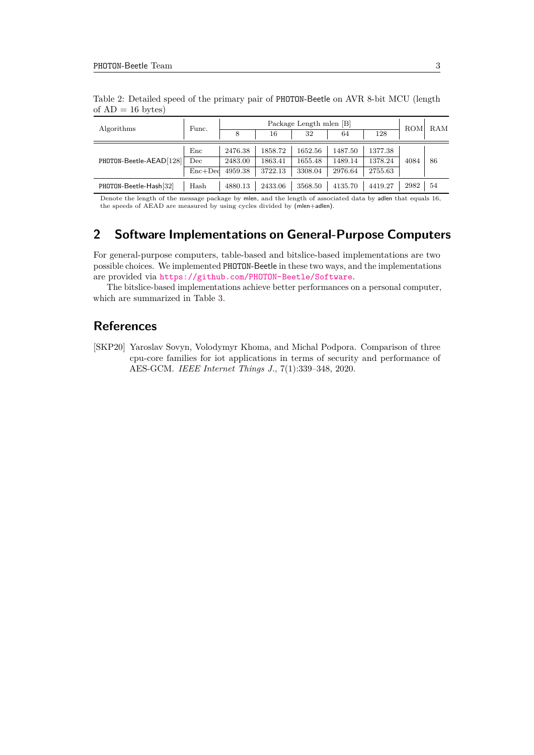Table 2: Detailed speed of the primary pair of PHOTON-Beetle on AVR 8-bit MCU (length of AD = 16 bytes)

| Algorithms | Func. | Package Length mlen [B] | | | | | ROM | RAM |
|---|---|---|---|---|---|---|---|---|
| | | 8 | 16 | 32 | 64 | 128 | | |
| PHOTON-Beetle-AEAD[128] | Enc | 2476.38 | 1858.72 | 1652.56 | 1487.50 | 1377.38 | 4084 | 86 |
| | Dec | 2483.00 | 1863.41 | 1655.48 | 1489.14 | 1378.24 | | |
| | Enc+Dec | 4959.38 | 3722.13 | 3308.04 | 2976.64 | 2755.63 | | |
| PHOTON-Beetle-Hash[32] | Hash | 4880.13 | 2433.06 | 3568.50 | 4135.70 | 4419.27 | 2982 | 54 |

Denote the length of the message package by mlen, and the length of associated data by adlen that equals 16, the speeds of AEAD are measured by using cycles divided by (mlen+adlen).

## 2 Software Implementations on General-Purpose Computers

For general-purpose computers, table-based and bitslice-based implementations are two possible choices. We implemented PHOTON-Beetle in these two ways, and the implementations are provided via https://github.com/PHOTON-Beetle/Software.

The bitslice-based implementations achieve better performances on a personal computer, which are summarized in Table 3.

## References

[SKP20] Yaroslav Sovyn, Volodymyr Khoma, and Michal Podpora. Comparison of three cpu-core families for iot applications in terms of security and performance of AES-GCM. *IEEE Internet Things J.*, 7(1):339–348, 2020.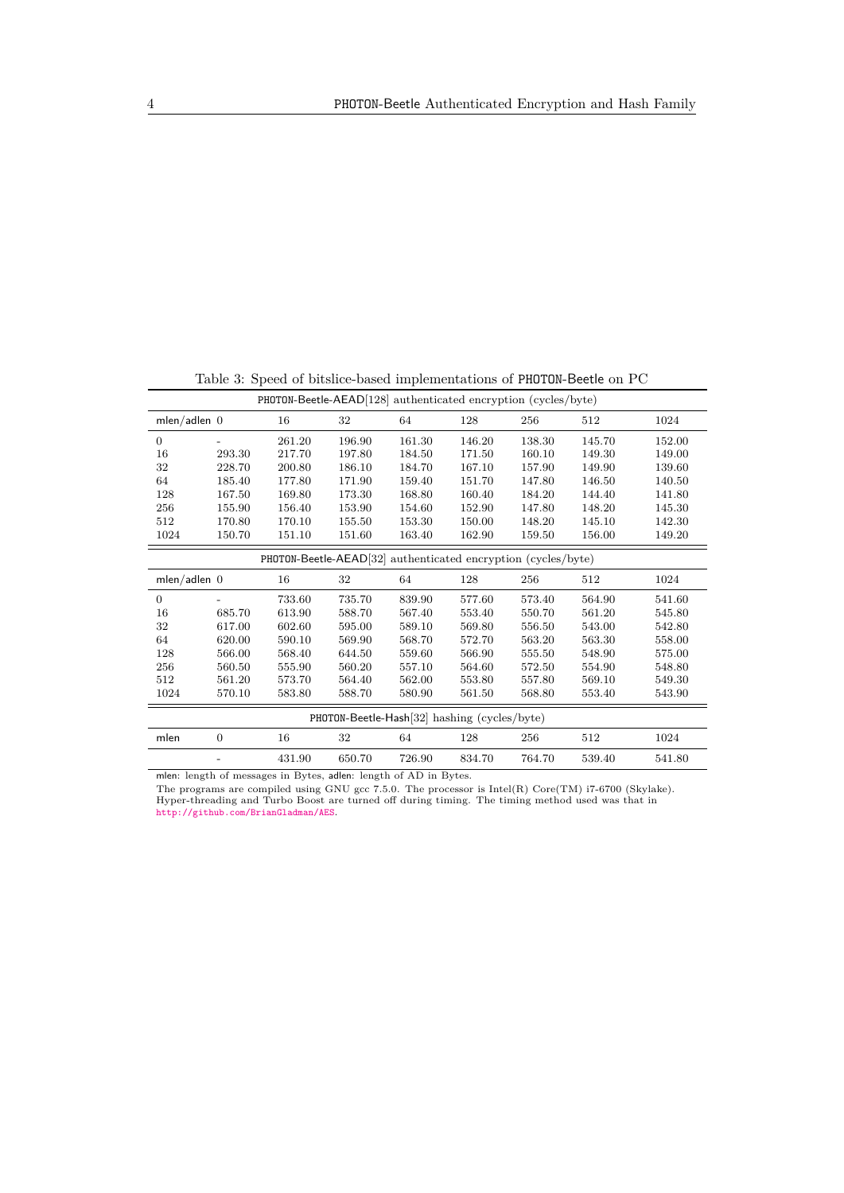Table 3: Speed of bitslice-based implementations of PHOTON-Beetle on PC

| PHOTON-Beetle-AEAD[128] authenticated encryption (cycles/byte) | | | | | | | | |
|---|---|---|---|---|---|---|---|---|
| mlen/adlen | 0 | 16 | 32 | 64 | 128 | 256 | 512 | 1024 |
| 0 | - | 261.20 | 196.90 | 161.30 | 146.20 | 138.30 | 145.70 | 152.00 |
| 16 | 293.30 | 217.70 | 197.80 | 184.50 | 171.50 | 160.10 | 149.30 | 149.00 |
| 32 | 228.70 | 200.80 | 186.10 | 184.70 | 167.10 | 157.90 | 149.90 | 139.60 |
| 64 | 185.40 | 177.80 | 171.90 | 159.40 | 151.70 | 147.80 | 146.50 | 140.50 |
| 128 | 167.50 | 169.80 | 173.30 | 168.80 | 160.40 | 184.20 | 144.40 | 141.80 |
| 256 | 155.90 | 156.40 | 153.90 | 154.60 | 152.90 | 147.80 | 148.20 | 145.30 |
| 512 | 170.80 | 170.10 | 155.50 | 153.30 | 150.00 | 148.20 | 145.10 | 142.30 |
| 1024 | 150.70 | 151.10 | 151.60 | 163.40 | 162.90 | 159.50 | 156.00 | 149.20 |
| **PHOTON-Beetle-AEAD[32] authenticated encryption (cycles/byte)** | | | | | | | | |
| mlen/adlen | 0 | 16 | 32 | 64 | 128 | 256 | 512 | 1024 |
| 0 | - | 733.60 | 735.70 | 839.90 | 577.60 | 573.40 | 564.90 | 541.60 |
| 16 | 685.70 | 613.90 | 588.70 | 567.40 | 553.40 | 550.70 | 561.20 | 545.80 |
| 32 | 617.00 | 602.60 | 595.00 | 589.10 | 569.80 | 556.50 | 543.00 | 542.80 |
| 64 | 620.00 | 590.10 | 569.90 | 568.70 | 572.70 | 563.20 | 563.30 | 558.00 |
| 128 | 566.00 | 568.40 | 644.50 | 559.60 | 566.90 | 555.50 | 548.90 | 575.00 |
| 256 | 560.50 | 555.90 | 560.20 | 557.10 | 564.60 | 572.50 | 554.90 | 548.80 |
| 512 | 561.20 | 573.70 | 564.40 | 562.00 | 553.80 | 557.80 | 569.10 | 549.30 |
| 1024 | 570.10 | 583.80 | 588.70 | 580.90 | 561.50 | 568.80 | 553.40 | 543.90 |
| **PHOTON-Beetle-Hash[32] hashing (cycles/byte)** | | | | | | | | |
| mlen | 0 | 16 | 32 | 64 | 128 | 256 | 512 | 1024 |
| | - | 431.90 | 650.70 | 726.90 | 834.70 | 764.70 | 539.40 | 541.80 |

mlen: length of messages in Bytes, adlen: length of AD in Bytes.
The programs are compiled using GNU gcc 7.5.0. The processor is Intel(R) Core(TM) i7-6700 (Skylake). Hyper-threading and Turbo Boost are turned off during timing. The timing method used was that in http://github.com/BrianGladman/AES.